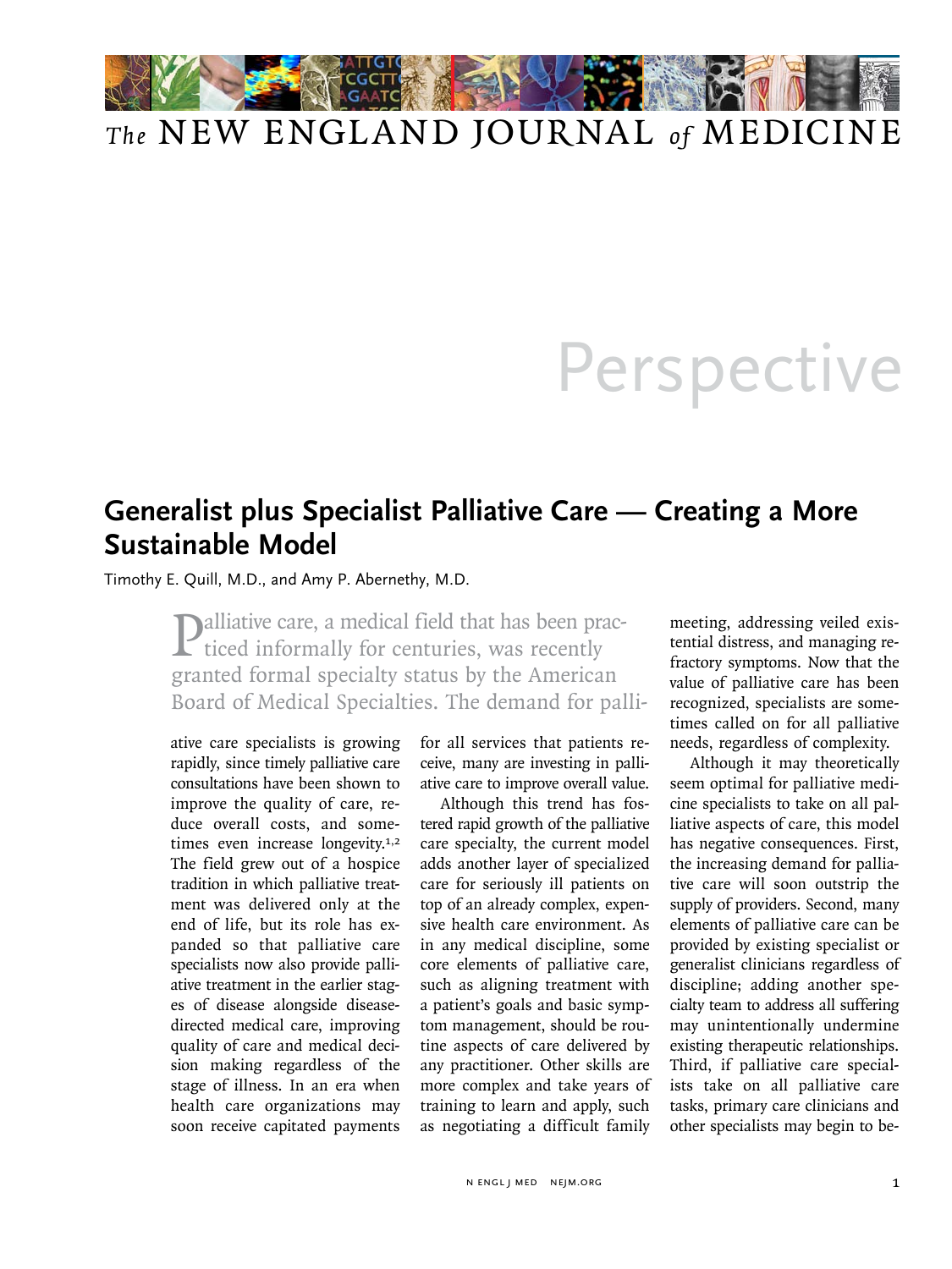# The NEW ENGLAND JOURNAL of MEDICINE

# Perspective

## Generalist plus Specialist Palliative Care — Creating a More Sustainable Model

Timothy E. Quill, M.D., and Amy P. Abernethy, M.D.

Palliative care, a medical field that has been practiced informally for centuries, was recently granted formal specialty status by the American Board of Medical Specialties. The demand for palliative care specialists is growing rapidly, since timely palliative care consultations have been shown to improve the quality of care, reduce overall costs, and sometimes even increase longevity.[1,2] The field grew out of a hospice tradition in which palliative treatment was delivered only at the end of life, but its role has expanded so that palliative care specialists now also provide palliative treatment in the earlier stages of disease alongside disease-directed medical care, improving quality of care and medical decision making regardless of the stage of illness. In an era when health care organizations may soon receive capitated payments for all services that patients receive, many are investing in palliative care to improve overall value.

Although this trend has fostered rapid growth of the palliative care specialty, the current model adds another layer of specialized care for seriously ill patients on top of an already complex, expensive health care environment. As in any medical discipline, some core elements of palliative care, such as aligning treatment with a patient's goals and basic symptom management, should be routine aspects of care delivered by any practitioner. Other skills are more complex and take years of training to learn and apply, such as negotiating a difficult family meeting, addressing veiled existential distress, and managing refractory symptoms. Now that the value of palliative care has been recognized, specialists are sometimes called on for all palliative needs, regardless of complexity.

Although it may theoretically seem optimal for palliative medicine specialists to take on all palliative aspects of care, this model has negative consequences. First, the increasing demand for palliative care will soon outstrip the supply of providers. Second, many elements of palliative care can be provided by existing specialist or generalist clinicians regardless of discipline; adding another specialty team to address all suffering may unintentionally undermine existing therapeutic relationships. Third, if palliative care specialists take on all palliative care tasks, primary care clinicians and other specialists may begin to be-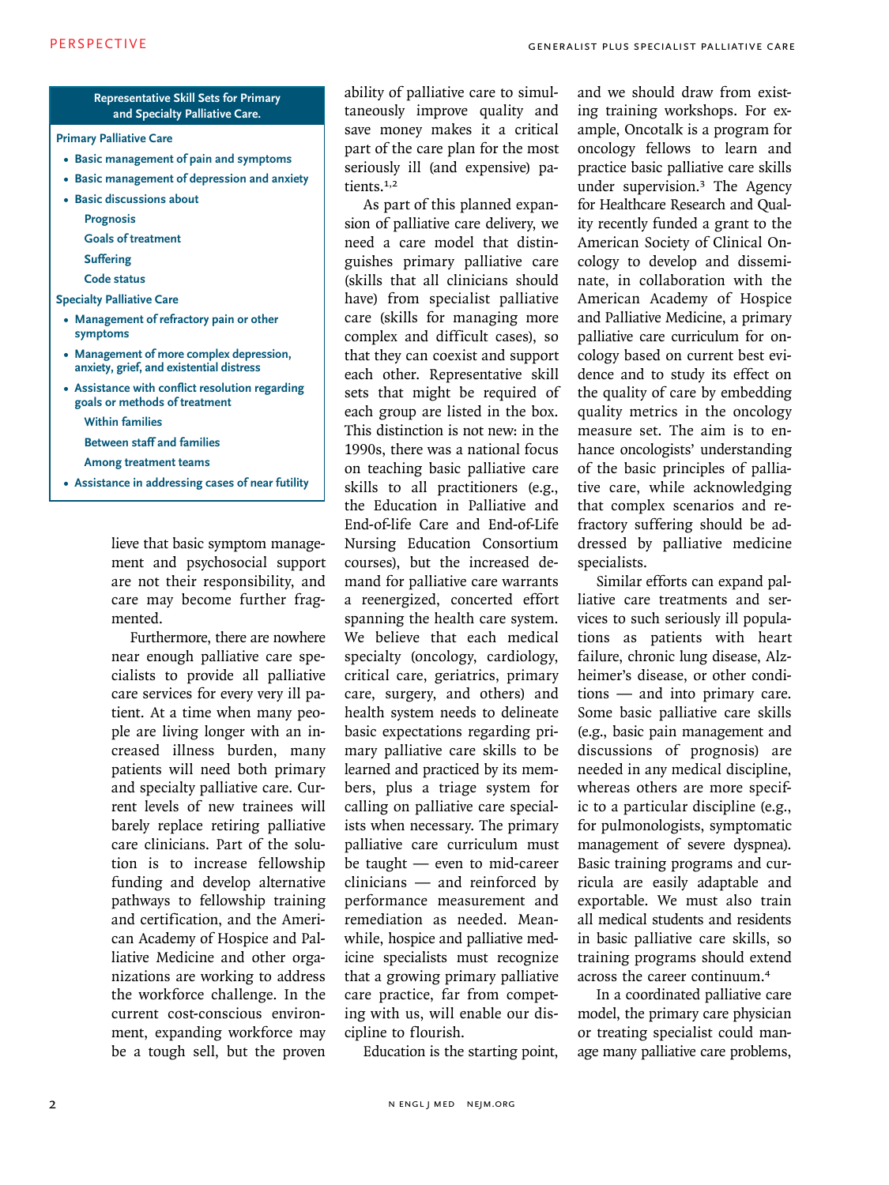**Representative Skill Sets for Primary and Specialty Palliative Care.**

**Primary Palliative Care**

- Basic management of pain and symptoms
- Basic management of depression and anxiety
- Basic discussions about
  - Prognosis
  - Goals of treatment
  - Suffering
  - Code status

**Specialty Palliative Care**

- Management of refractory pain or other symptoms
- Management of more complex depression, anxiety, grief, and existential distress
- Assistance with conflict resolution regarding goals or methods of treatment
  - Within families
  - Between staff and families
  - Among treatment teams
- Assistance in addressing cases of near futility

lieve that basic symptom management and psychosocial support are not their responsibility, and care may become further fragmented.

Furthermore, there are nowhere near enough palliative care specialists to provide all palliative care services for every very ill patient. At a time when many people are living longer with an increased illness burden, many patients will need both primary and specialty palliative care. Current levels of new trainees will barely replace retiring palliative care clinicians. Part of the solution is to increase fellowship funding and develop alternative pathways to fellowship training and certification, and the American Academy of Hospice and Palliative Medicine and other organizations are working to address the workforce challenge. In the current cost-conscious environment, expanding workforce may be a tough sell, but the proven ability of palliative care to simultaneously improve quality and save money makes it a critical part of the care plan for the most seriously ill (and expensive) patients.[1,2]

As part of this planned expansion of palliative care delivery, we need a care model that distinguishes primary palliative care (skills that all clinicians should have) from specialist palliative care (skills for managing more complex and difficult cases), so that they can coexist and support each other. Representative skill sets that might be required of each group are listed in the box. This distinction is not new: in the 1990s, there was a national focus on teaching basic palliative care skills to all practitioners (e.g., the Education in Palliative and End-of-life Care and End-of-Life Nursing Education Consortium courses), but the increased demand for palliative care warrants a reenergized, concerted effort spanning the health care system. We believe that each medical specialty (oncology, cardiology, critical care, geriatrics, primary care, surgery, and others) and health system needs to delineate basic expectations regarding primary palliative care skills to be learned and practiced by its members, plus a triage system for calling on palliative care specialists when necessary. The primary palliative care curriculum must be taught — even to mid-career clinicians — and reinforced by performance measurement and remediation as needed. Meanwhile, hospice and palliative medicine specialists must recognize that a growing primary palliative care practice, far from competing with us, will enable our discipline to flourish.

Education is the starting point, and we should draw from existing training workshops. For example, Oncotalk is a program for oncology fellows to learn and practice basic palliative care skills under supervision.[3] The Agency for Healthcare Research and Quality recently funded a grant to the American Society of Clinical Oncology to develop and disseminate, in collaboration with the American Academy of Hospice and Palliative Medicine, a primary palliative care curriculum for oncology based on current best evidence and to study its effect on the quality of care by embedding quality metrics in the oncology measure set. The aim is to enhance oncologists' understanding of the basic principles of palliative care, while acknowledging that complex scenarios and refractory suffering should be addressed by palliative medicine specialists.

Similar efforts can expand palliative care treatments and services to such seriously ill populations as patients with heart failure, chronic lung disease, Alzheimer's disease, or other conditions — and into primary care. Some basic palliative care skills (e.g., basic pain management and discussions of prognosis) are needed in any medical discipline, whereas others are more specific to a particular discipline (e.g., for pulmonologists, symptomatic management of severe dyspnea). Basic training programs and curricula are easily adaptable and exportable. We must also train all medical students and residents in basic palliative care skills, so training programs should extend across the career continuum.[4]

In a coordinated palliative care model, the primary care physician or treating specialist could manage many palliative care problems,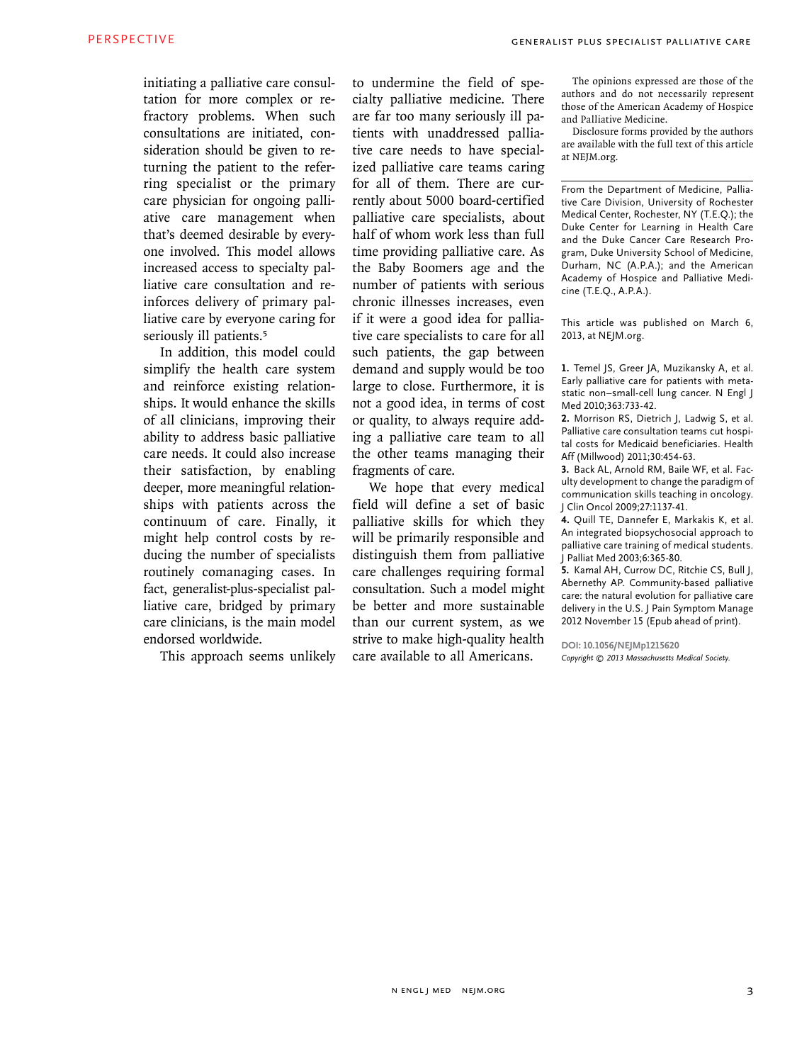initiating a palliative care consultation for more complex or refractory problems. When such consultations are initiated, consideration should be given to returning the patient to the referring specialist or the primary care physician for ongoing palliative care management when that's deemed desirable by everyone involved. This model allows increased access to specialty palliative care consultation and reinforces delivery of primary palliative care by everyone caring for seriously ill patients.[5]

In addition, this model could simplify the health care system and reinforce existing relationships. It would enhance the skills of all clinicians, improving their ability to address basic palliative care needs. It could also increase their satisfaction, by enabling deeper, more meaningful relationships with patients across the continuum of care. Finally, it might help control costs by reducing the number of specialists routinely comanaging cases. In fact, generalist-plus-specialist palliative care, bridged by primary care clinicians, is the main model endorsed worldwide.

This approach seems unlikely to undermine the field of specialty palliative medicine. There are far too many seriously ill patients with unaddressed palliative care needs to have specialized palliative care teams caring for all of them. There are currently about 5000 board-certified palliative care specialists, about half of whom work less than full time providing palliative care. As the Baby Boomers age and the number of patients with serious chronic illnesses increases, even if it were a good idea for palliative care specialists to care for all such patients, the gap between demand and supply would be too large to close. Furthermore, it is not a good idea, in terms of cost or quality, to always require adding a palliative care team to all the other teams managing their fragments of care.

We hope that every medical field will define a set of basic palliative skills for which they will be primarily responsible and distinguish them from palliative care challenges requiring formal consultation. Such a model might be better and more sustainable than our current system, as we strive to make high-quality health care available to all Americans.

The opinions expressed are those of the authors and do not necessarily represent those of the American Academy of Hospice and Palliative Medicine.

Disclosure forms provided by the authors are available with the full text of this article at NEJM.org.

From the Department of Medicine, Palliative Care Division, University of Rochester Medical Center, Rochester, NY (T.E.Q.); the Duke Center for Learning in Health Care and the Duke Cancer Care Research Program, Duke University School of Medicine, Durham, NC (A.P.A.); and the American Academy of Hospice and Palliative Medicine (T.E.Q., A.P.A.).

This article was published on March 6, 2013, at NEJM.org.

1. Temel JS, Greer JA, Muzikansky A, et al. Early palliative care for patients with metastatic non–small-cell lung cancer. N Engl J Med 2010;363:733-42.
2. Morrison RS, Dietrich J, Ladwig S, et al. Palliative care consultation teams cut hospital costs for Medicaid beneficiaries. Health Aff (Millwood) 2011;30:454-63.
3. Back AL, Arnold RM, Baile WF, et al. Faculty development to change the paradigm of communication skills teaching in oncology. J Clin Oncol 2009;27:1137-41.
4. Quill TE, Dannefer E, Markakis K, et al. An integrated biopsychosocial approach to palliative care training of medical students. J Palliat Med 2003;6:365-80.
5. Kamal AH, Currow DC, Ritchie CS, Bull J, Abernethy AP. Community-based palliative care: the natural evolution for palliative care delivery in the U.S. J Pain Symptom Manage 2012 November 15 (Epub ahead of print).

**DOI: 10.1056/NEJMp1215620**
*Copyright © 2013 Massachusetts Medical Society.*